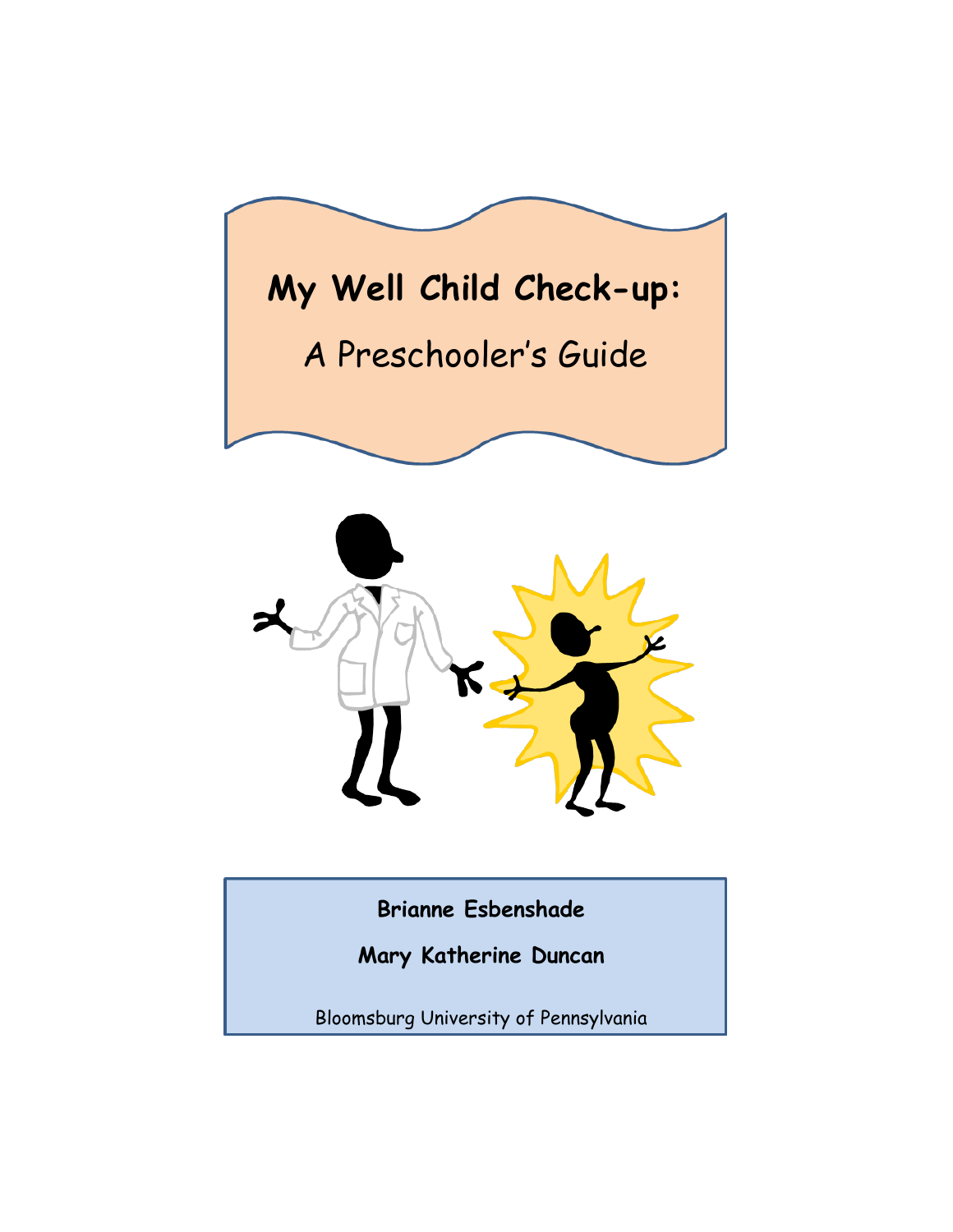# My Well Child Check-up:

## A Preschooler's Guide

**Brianne Esbenshade**

**Mary Katherine Duncan**

Bloomsburg University of Pennsylvania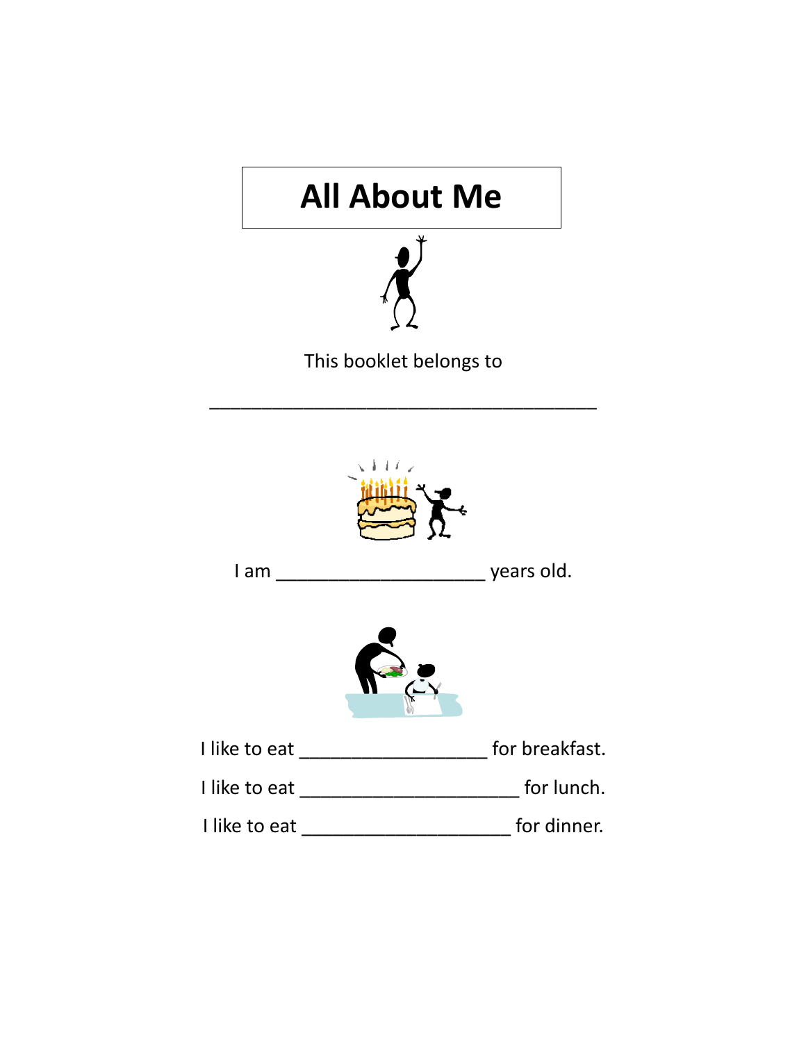# All About Me

This booklet belongs to

_______________________________________

I am _____________________ years old.

I like to eat ___________________ for breakfast.

I like to eat ______________________ for lunch.

I like to eat _____________________ for dinner.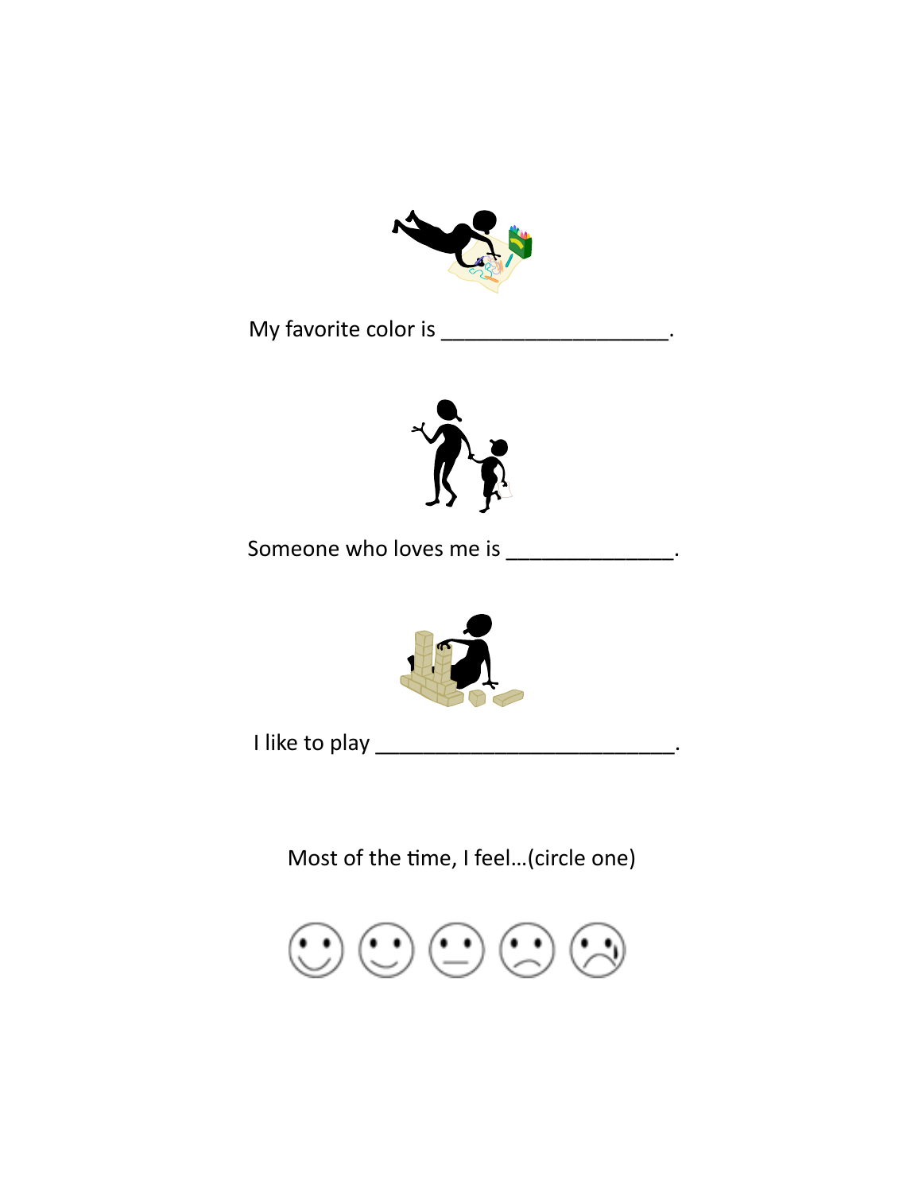My favorite color is ___________________.

Someone who loves me is ______________.

I like to play _________________________.

Most of the time, I feel…(circle one)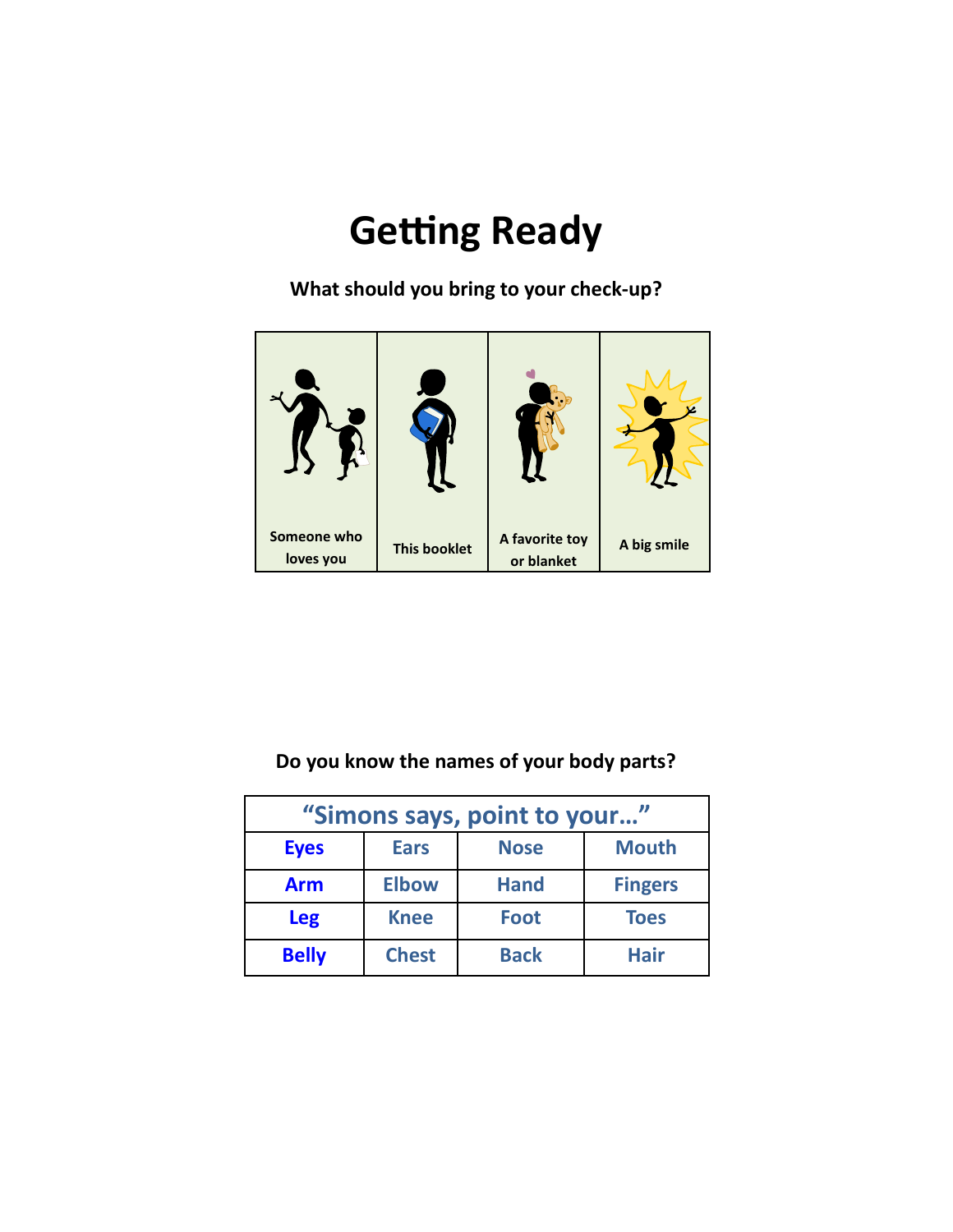# Getting Ready

**What should you bring to your check-up?**

| Someone who loves you | This booklet | A favorite toy or blanket | A big smile |
|---|---|---|---|

**Do you know the names of your body parts?**

| "Simons says, point to your…" | | | |
|---|---|---|---|
| **Eyes** | **Ears** | **Nose** | **Mouth** |
| **Arm** | **Elbow** | **Hand** | **Fingers** |
| **Leg** | **Knee** | **Foot** | **Toes** |
| **Belly** | **Chest** | **Back** | **Hair** |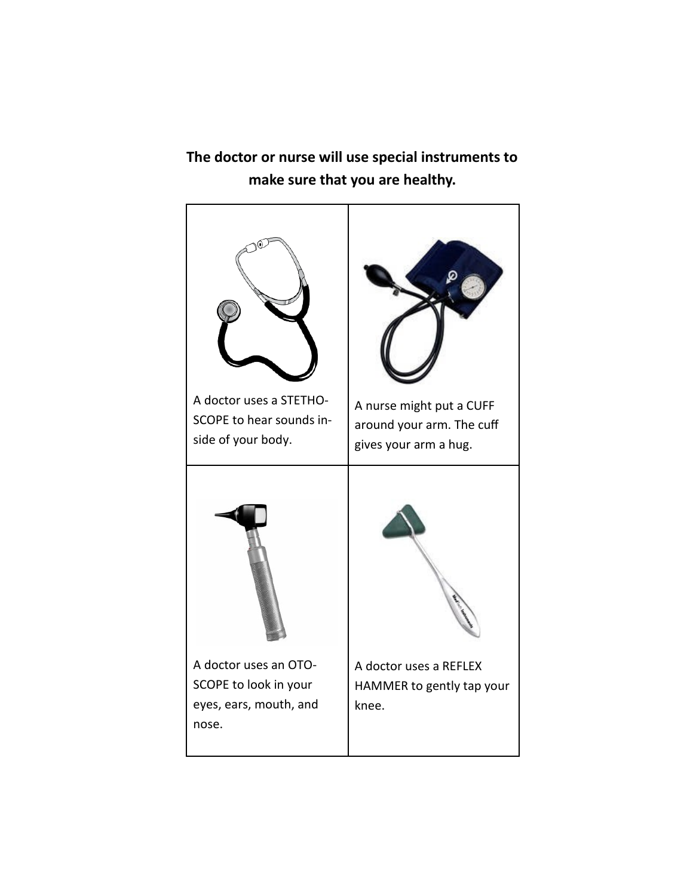**The doctor or nurse will use special instruments to make sure that you are healthy.**

| | |
|---|---|
| A doctor uses a STETHOSCOPE to hear sounds inside of your body. | A nurse might put a CUFF around your arm. The cuff gives your arm a hug. |
| A doctor uses an OTOSCOPE to look in your eyes, ears, mouth, and nose. | A doctor uses a REFLEX HAMMER to gently tap your knee. |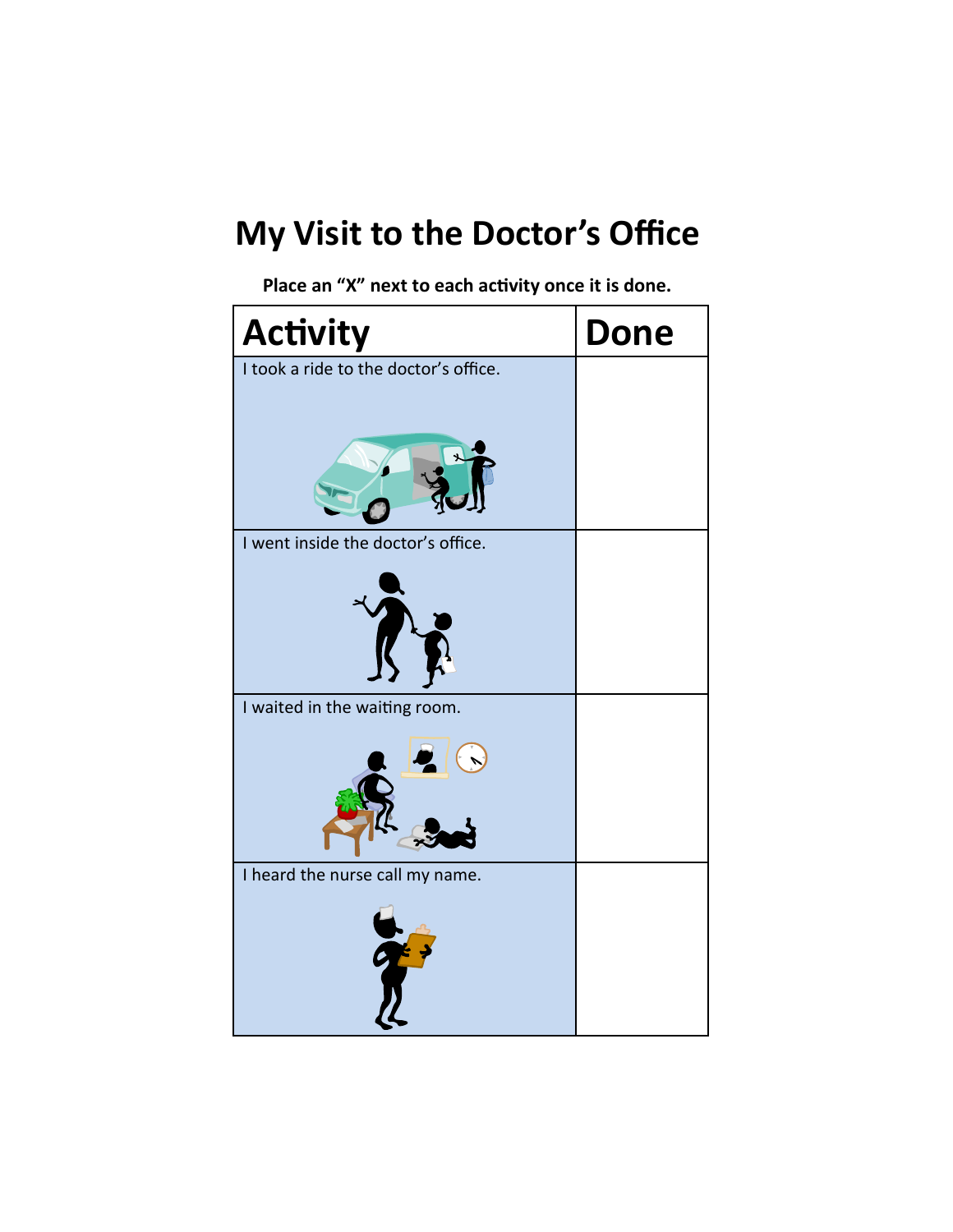# My Visit to the Doctor's Office

**Place an "X" next to each activity once it is done.**

| Activity | Done |
|---|---|
| I took a ride to the doctor's office. | |
| I went inside the doctor's office. | |
| I waited in the waiting room. | |
| I heard the nurse call my name. | |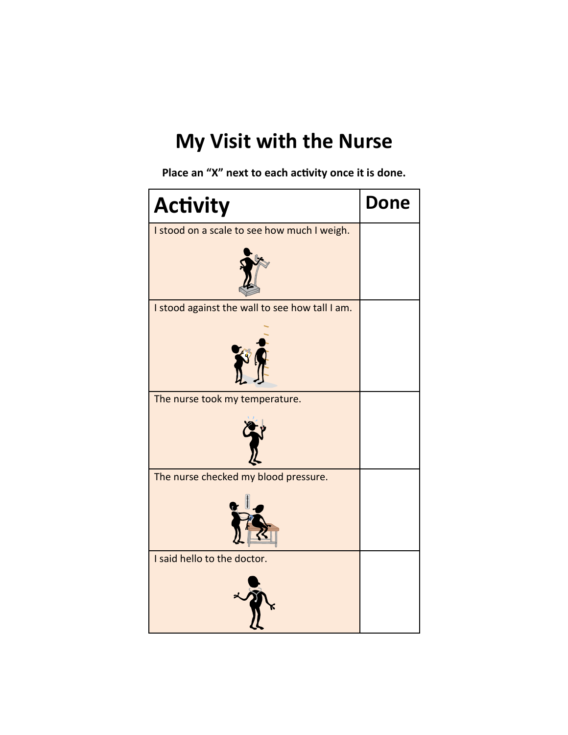# My Visit with the Nurse

**Place an "X" next to each activity once it is done.**

| Activity | Done |
| --- | --- |
| I stood on a scale to see how much I weigh. | |
| I stood against the wall to see how tall I am. | |
| The nurse took my temperature. | |
| The nurse checked my blood pressure. | |
| I said hello to the doctor. | |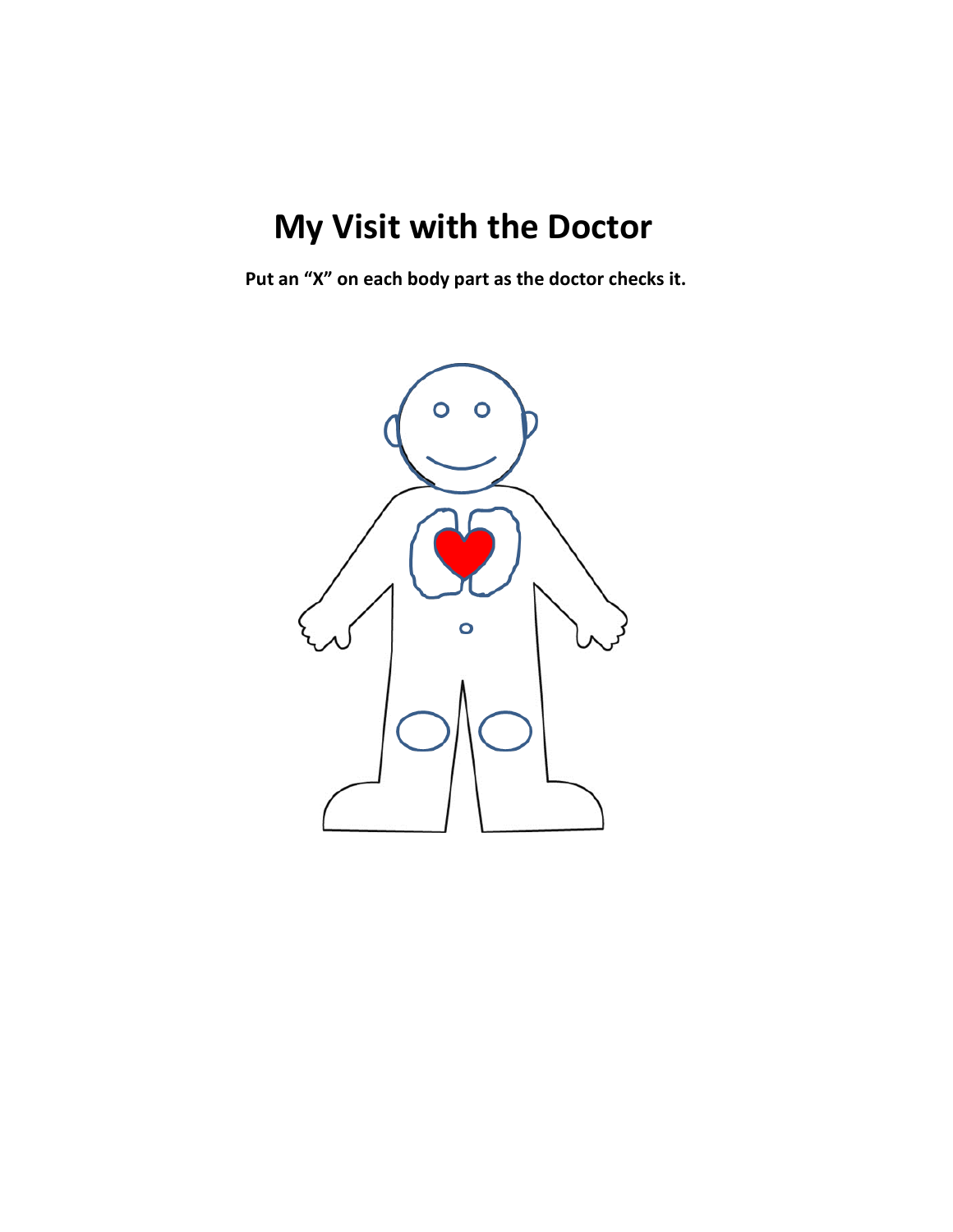# My Visit with the Doctor

**Put an "X" on each body part as the doctor checks it.**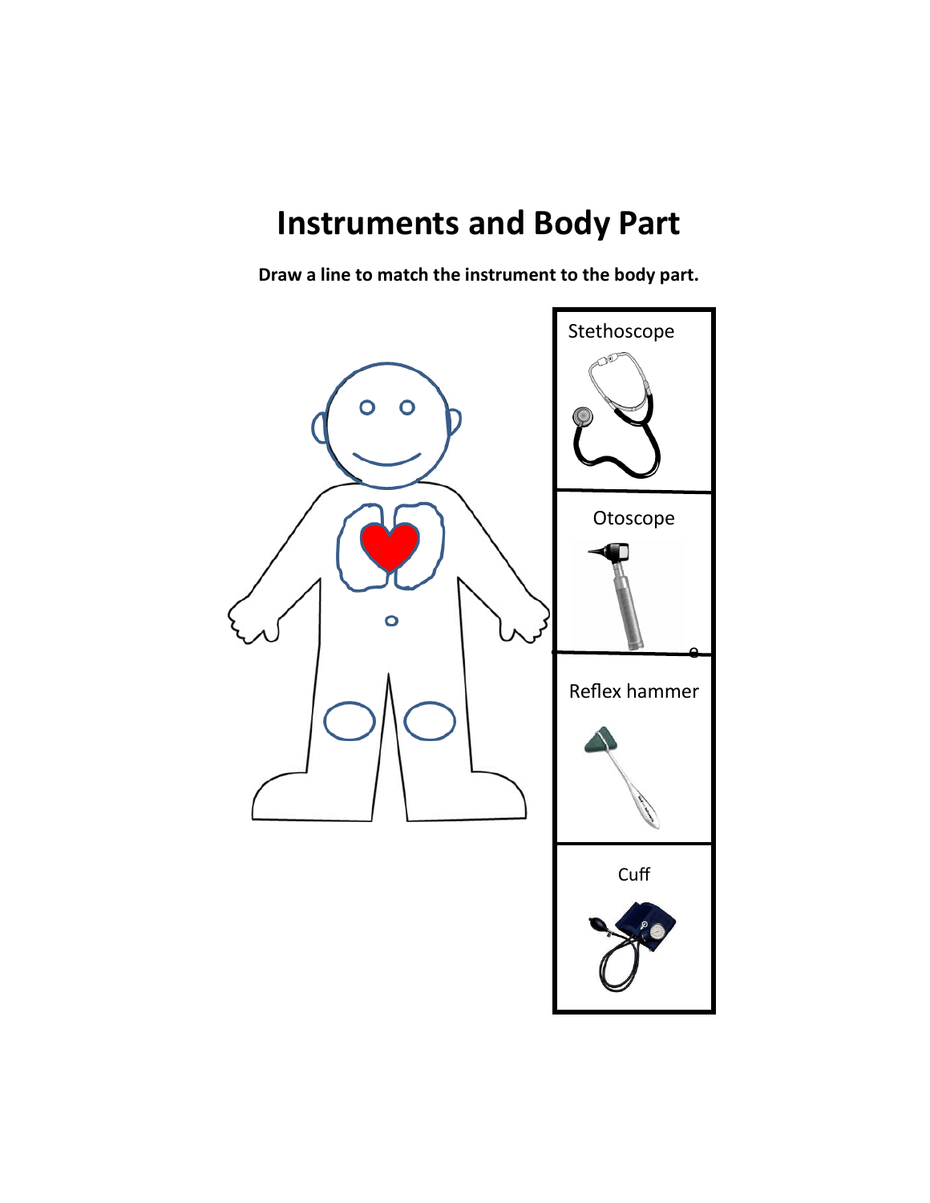# Instruments and Body Part

**Draw a line to match the instrument to the body part.**

Stethoscope

Otoscope

Reflex hammer

Cuff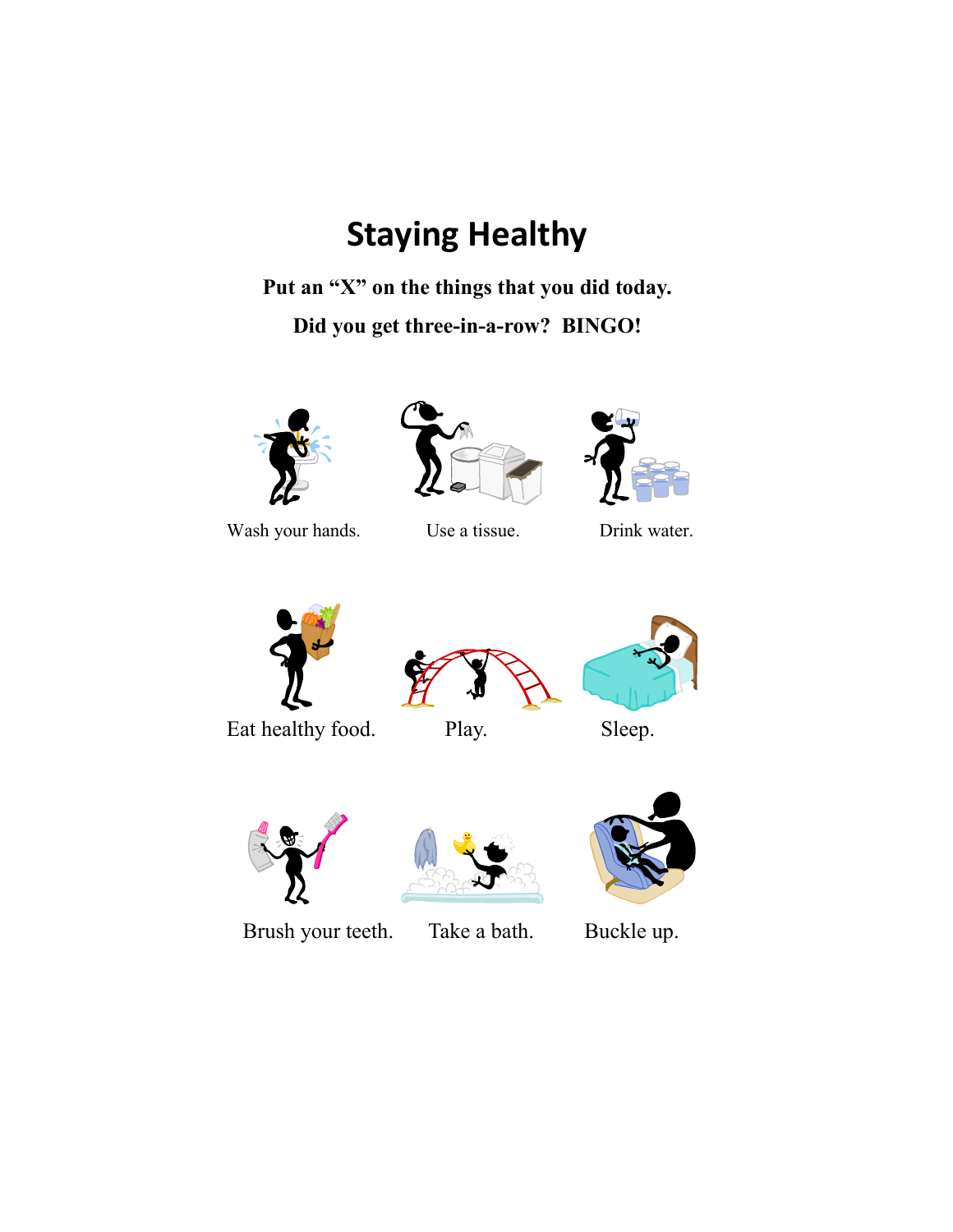# Staying Healthy

**Put an "X" on the things that you did today.**

**Did you get three-in-a-row? BINGO!**

| | | |
|---|---|---|
| Wash your hands. | Use a tissue. | Drink water. |
| Eat healthy food. | Play. | Sleep. |
| Brush your teeth. | Take a bath. | Buckle up. |